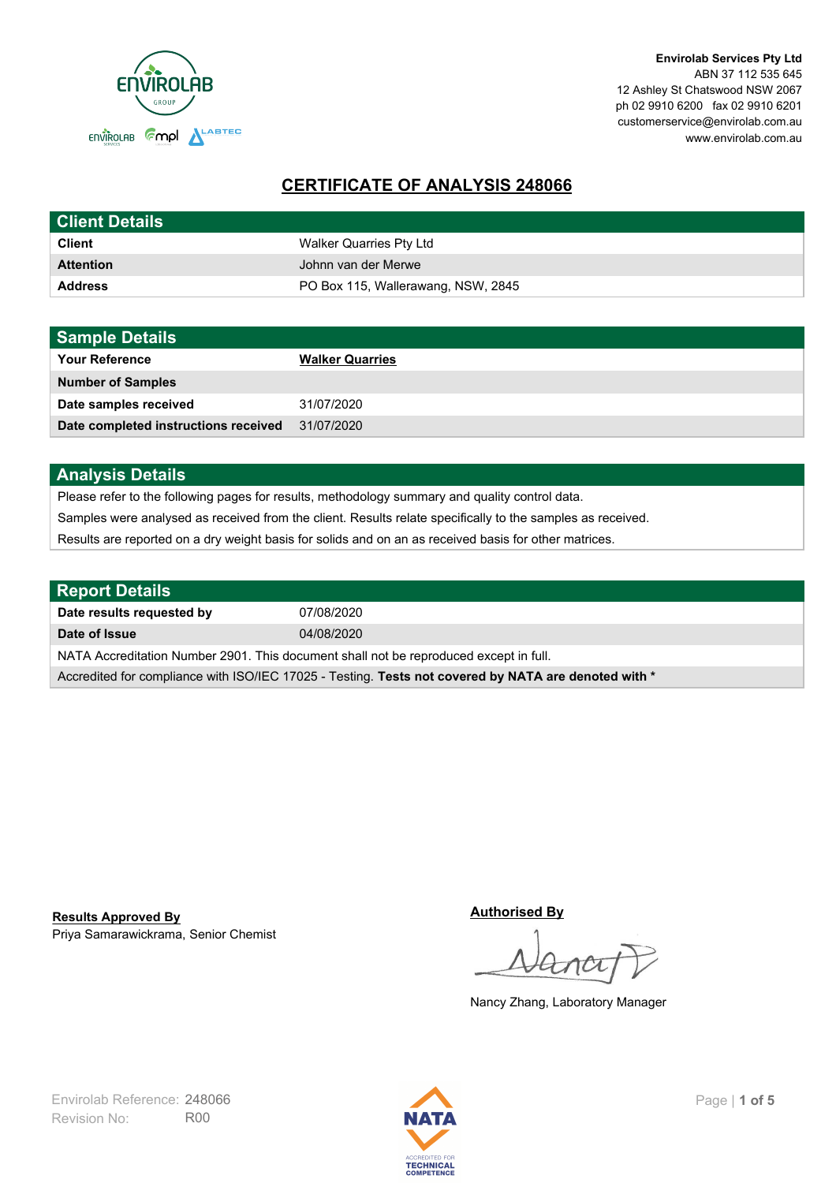**Envirolab Services Pty Ltd**
ABN 37 112 535 645
12 Ashley St Chatswood NSW 2067
ph 02 9910 6200 fax 02 9910 6201
customerservice@envirolab.com.au
www.envirolab.com.au

# CERTIFICATE OF ANALYSIS 248066

| Client Details | |
|---|---|
| **Client** | Walker Quarries Pty Ltd |
| **Attention** | Johnn van der Merwe |
| **Address** | PO Box 115, Wallerawang, NSW, 2845 |

| Sample Details | |
|---|---|
| **Your Reference** | **Walker Quarries** |
| **Number of Samples** | |
| **Date samples received** | 31/07/2020 |
| **Date completed instructions received** | 31/07/2020 |

## Analysis Details

Please refer to the following pages for results, methodology summary and quality control data.

Samples were analysed as received from the client. Results relate specifically to the samples as received.

Results are reported on a dry weight basis for solids and on an as received basis for other matrices.

| Report Details | |
|---|---|
| **Date results requested by** | 07/08/2020 |
| **Date of Issue** | 04/08/2020 |

NATA Accreditation Number 2901. This document shall not be reproduced except in full.

Accredited for compliance with ISO/IEC 17025 - Testing. **Tests not covered by NATA are denoted with ***

**Results Approved By**
Priya Samarawickrama, Senior Chemist

**Authorised By**

Nancy Zhang, Laboratory Manager

Envirolab Reference: 248066
Revision No: R00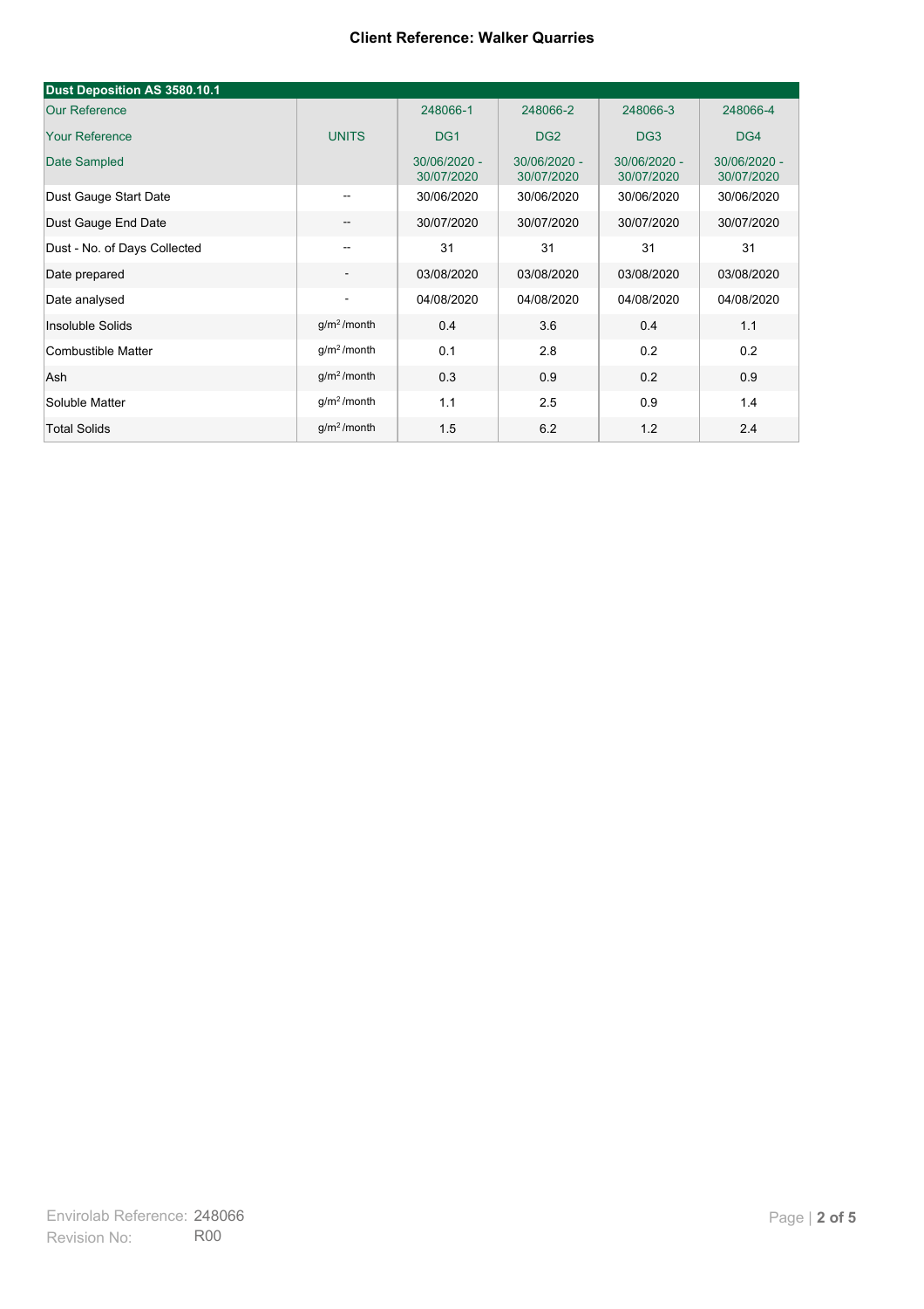**Client Reference: Walker Quarries**

| Dust Deposition AS 3580.10.1 | | | | | |
|---|---|---|---|---|---|
| Our Reference | | 248066-1 | 248066-2 | 248066-3 | 248066-4 |
| Your Reference | UNITS | DG1 | DG2 | DG3 | DG4 |
| Date Sampled | | 30/06/2020 - 30/07/2020 | 30/06/2020 - 30/07/2020 | 30/06/2020 - 30/07/2020 | 30/06/2020 - 30/07/2020 |
| Dust Gauge Start Date | -- | 30/06/2020 | 30/06/2020 | 30/06/2020 | 30/06/2020 |
| Dust Gauge End Date | -- | 30/07/2020 | 30/07/2020 | 30/07/2020 | 30/07/2020 |
| Dust - No. of Days Collected | -- | 31 | 31 | 31 | 31 |
| Date prepared | - | 03/08/2020 | 03/08/2020 | 03/08/2020 | 03/08/2020 |
| Date analysed | - | 04/08/2020 | 04/08/2020 | 04/08/2020 | 04/08/2020 |
| Insoluble Solids | $g/m^2$ /month | 0.4 | 3.6 | 0.4 | 1.1 |
| Combustible Matter | $g/m^2$ /month | 0.1 | 2.8 | 0.2 | 0.2 |
| Ash | $g/m^2$ /month | 0.3 | 0.9 | 0.2 | 0.9 |
| Soluble Matter | $g/m^2$ /month | 1.1 | 2.5 | 0.9 | 1.4 |
| Total Solids | $g/m^2$ /month | 1.5 | 6.2 | 1.2 | 2.4 |

Envirolab Reference: 248066
Revision No: R00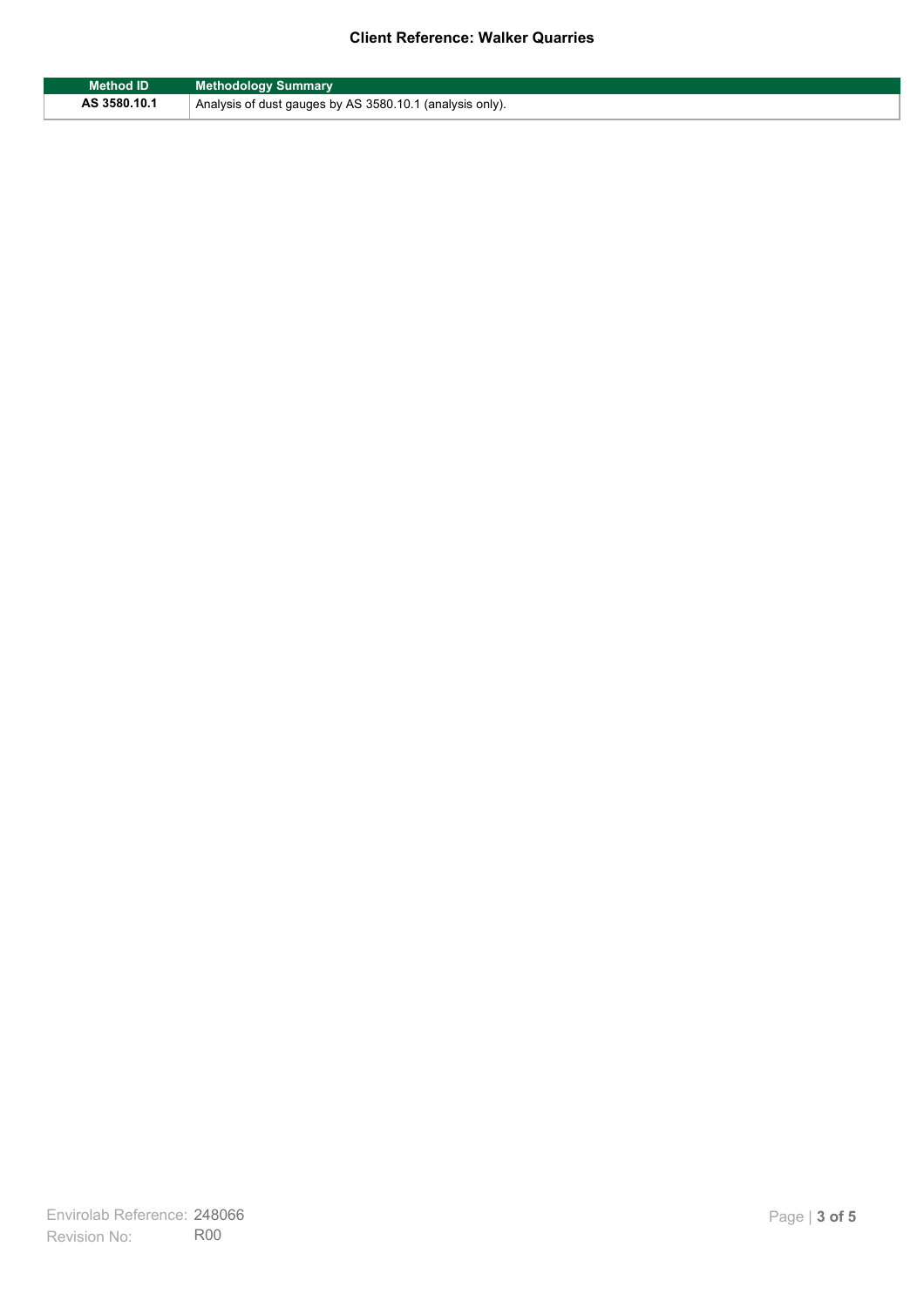| Method ID | Methodology Summary |
| --- | --- |
| AS 3580.10.1 | Analysis of dust gauges by AS 3580.10.1 (analysis only). |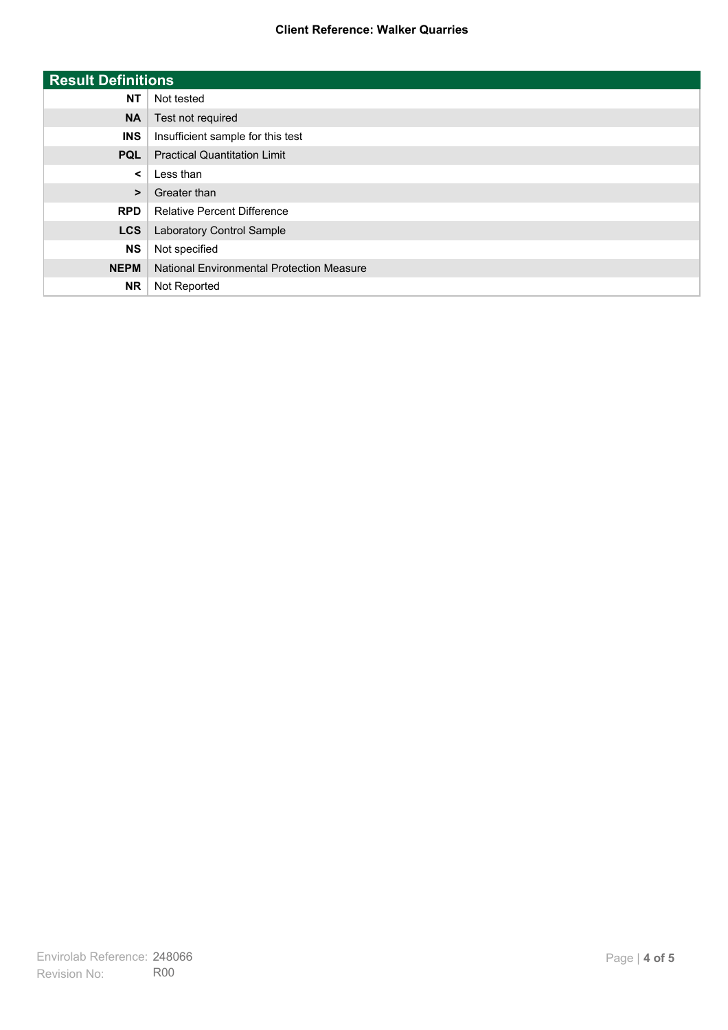## Result Definitions

| | |
|---|---|
| **NT** | Not tested |
| **NA** | Test not required |
| **INS** | Insufficient sample for this test |
| **PQL** | Practical Quantitation Limit |
| **<** | Less than |
| **>** | Greater than |
| **RPD** | Relative Percent Difference |
| **LCS** | Laboratory Control Sample |
| **NS** | Not specified |
| **NEPM** | National Environmental Protection Measure |
| **NR** | Not Reported |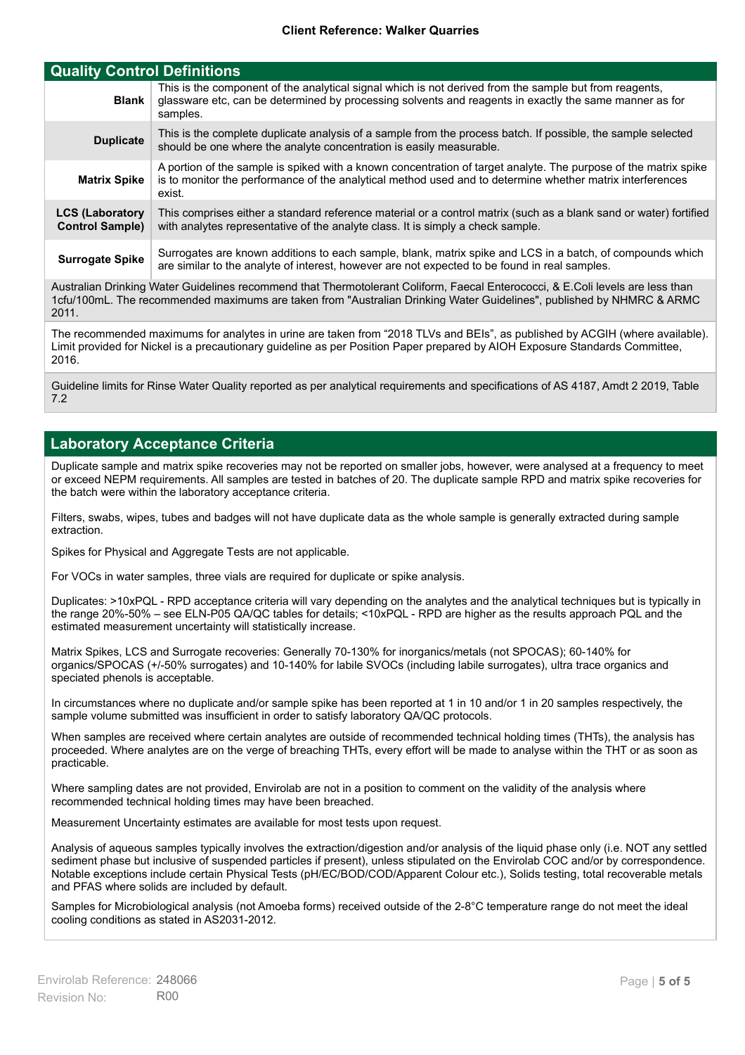**Client Reference: Walker Quarries**

## Quality Control Definitions

| | |
|---|---|
| **Blank** | This is the component of the analytical signal which is not derived from the sample but from reagents, glassware etc, can be determined by processing solvents and reagents in exactly the same manner as for samples. |
| **Duplicate** | This is the complete duplicate analysis of a sample from the process batch. If possible, the sample selected should be one where the analyte concentration is easily measurable. |
| **Matrix Spike** | A portion of the sample is spiked with a known concentration of target analyte. The purpose of the matrix spike is to monitor the performance of the analytical method used and to determine whether matrix interferences exist. |
| **LCS (Laboratory Control Sample)** | This comprises either a standard reference material or a control matrix (such as a blank sand or water) fortified with analytes representative of the analyte class. It is simply a check sample. |
| **Surrogate Spike** | Surrogates are known additions to each sample, blank, matrix spike and LCS in a batch, of compounds which are similar to the analyte of interest, however are not expected to be found in real samples. |

Australian Drinking Water Guidelines recommend that Thermotolerant Coliform, Faecal Enterococci, & E.Coli levels are less than 1cfu/100mL. The recommended maximums are taken from "Australian Drinking Water Guidelines", published by NHMRC & ARMC 2011.

The recommended maximums for analytes in urine are taken from “2018 TLVs and BEIs”, as published by ACGIH (where available). Limit provided for Nickel is a precautionary guideline as per Position Paper prepared by AIOH Exposure Standards Committee, 2016.

Guideline limits for Rinse Water Quality reported as per analytical requirements and specifications of AS 4187, Amdt 2 2019, Table 7.2

## Laboratory Acceptance Criteria

Duplicate sample and matrix spike recoveries may not be reported on smaller jobs, however, were analysed at a frequency to meet or exceed NEPM requirements. All samples are tested in batches of 20. The duplicate sample RPD and matrix spike recoveries for the batch were within the laboratory acceptance criteria.

Filters, swabs, wipes, tubes and badges will not have duplicate data as the whole sample is generally extracted during sample extraction.

Spikes for Physical and Aggregate Tests are not applicable.

For VOCs in water samples, three vials are required for duplicate or spike analysis.

Duplicates: >10xPQL - RPD acceptance criteria will vary depending on the analytes and the analytical techniques but is typically in the range 20%-50% – see ELN-P05 QA/QC tables for details; <10xPQL - RPD are higher as the results approach PQL and the estimated measurement uncertainty will statistically increase.

Matrix Spikes, LCS and Surrogate recoveries: Generally 70-130% for inorganics/metals (not SPOCAS); 60-140% for organics/SPOCAS (+/-50% surrogates) and 10-140% for labile SVOCs (including labile surrogates), ultra trace organics and speciated phenols is acceptable.

In circumstances where no duplicate and/or sample spike has been reported at 1 in 10 and/or 1 in 20 samples respectively, the sample volume submitted was insufficient in order to satisfy laboratory QA/QC protocols.

When samples are received where certain analytes are outside of recommended technical holding times (THTs), the analysis has proceeded. Where analytes are on the verge of breaching THTs, every effort will be made to analyse within the THT or as soon as practicable.

Where sampling dates are not provided, Envirolab are not in a position to comment on the validity of the analysis where recommended technical holding times may have been breached.

Measurement Uncertainty estimates are available for most tests upon request.

Analysis of aqueous samples typically involves the extraction/digestion and/or analysis of the liquid phase only (i.e. NOT any settled sediment phase but inclusive of suspended particles if present), unless stipulated on the Envirolab COC and/or by correspondence. Notable exceptions include certain Physical Tests (pH/EC/BOD/COD/Apparent Colour etc.), Solids testing, total recoverable metals and PFAS where solids are included by default.

Samples for Microbiological analysis (not Amoeba forms) received outside of the 2-8°C temperature range do not meet the ideal cooling conditions as stated in AS2031-2012.

Envirolab Reference: 248066
Revision No: R00